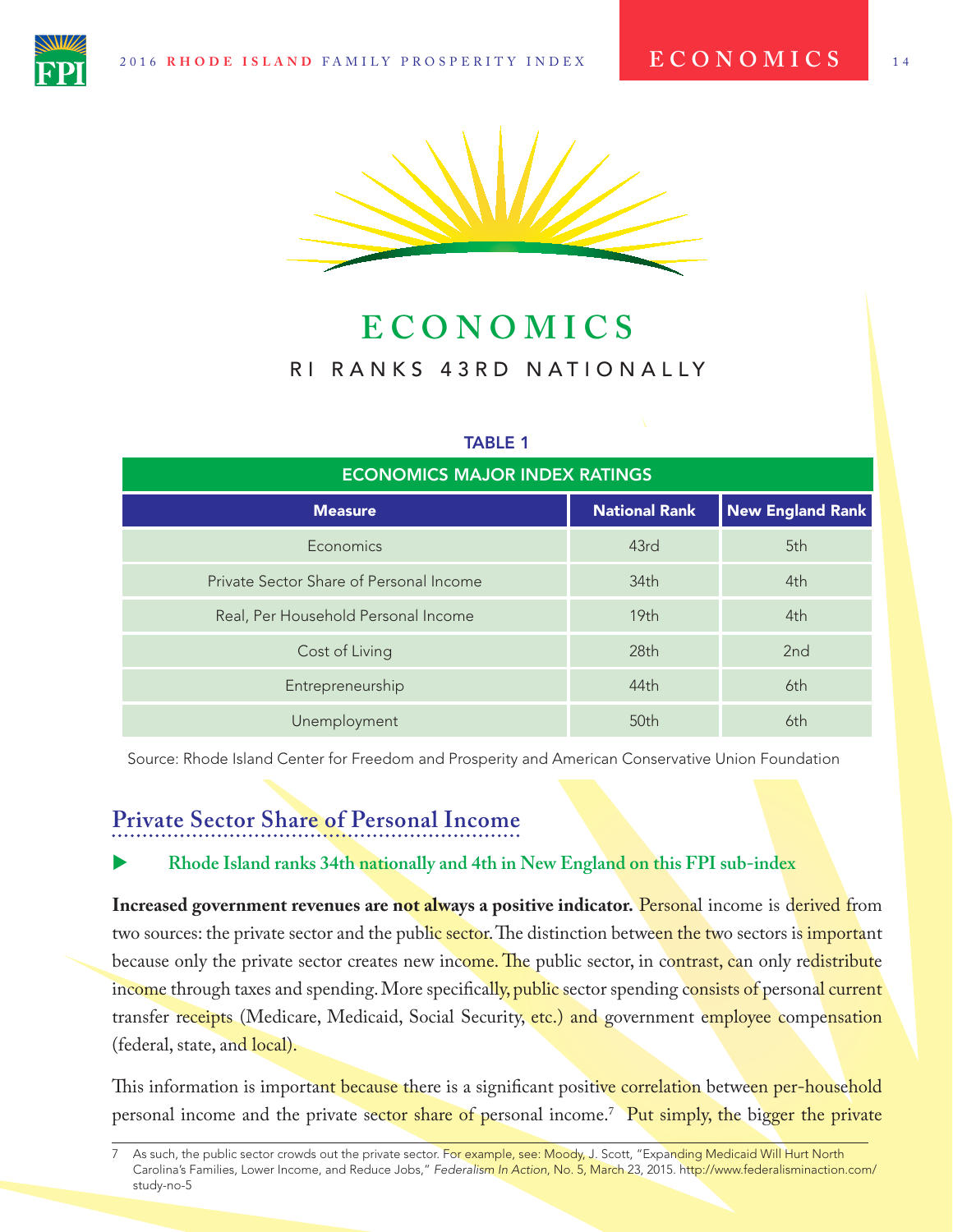# ECONOMICS

RI RANKS 43RD NATIONALLY

**TABLE 1**

| ECONOMICS MAJOR INDEX RATINGS | | |
|---|---|---|
| **Measure** | **National Rank** | **New England Rank** |
| Economics | 43rd | 5th |
| Private Sector Share of Personal Income | 34th | 4th |
| Real, Per Household Personal Income | 19th | 4th |
| Cost of Living | 28th | 2nd |
| Entrepreneurship | 44th | 6th |
| Unemployment | 50th | 6th |

Source: Rhode Island Center for Freedom and Prosperity and American Conservative Union Foundation

## Private Sector Share of Personal Income

- **Rhode Island ranks 34th nationally and 4th in New England on this FPI sub-index**

**Increased government revenues are not always a positive indicator.** Personal income is derived from two sources: the private sector and the public sector. The distinction between the two sectors is important because only the private sector creates new income. The public sector, in contrast, can only redistribute income through taxes and spending. More specifically, public sector spending consists of personal current transfer receipts (Medicare, Medicaid, Social Security, etc.) and government employee compensation (federal, state, and local).

This information is important because there is a significant positive correlation between per-household personal income and the private sector share of personal income.[7] Put simply, the bigger the private

7 As such, the public sector crowds out the private sector. For example, see: Moody, J. Scott, "Expanding Medicaid Will Hurt North Carolina's Families, Lower Income, and Reduce Jobs," *Federalism In Action*, No. 5, March 23, 2015. http://www.federalisminaction.com/study-no-5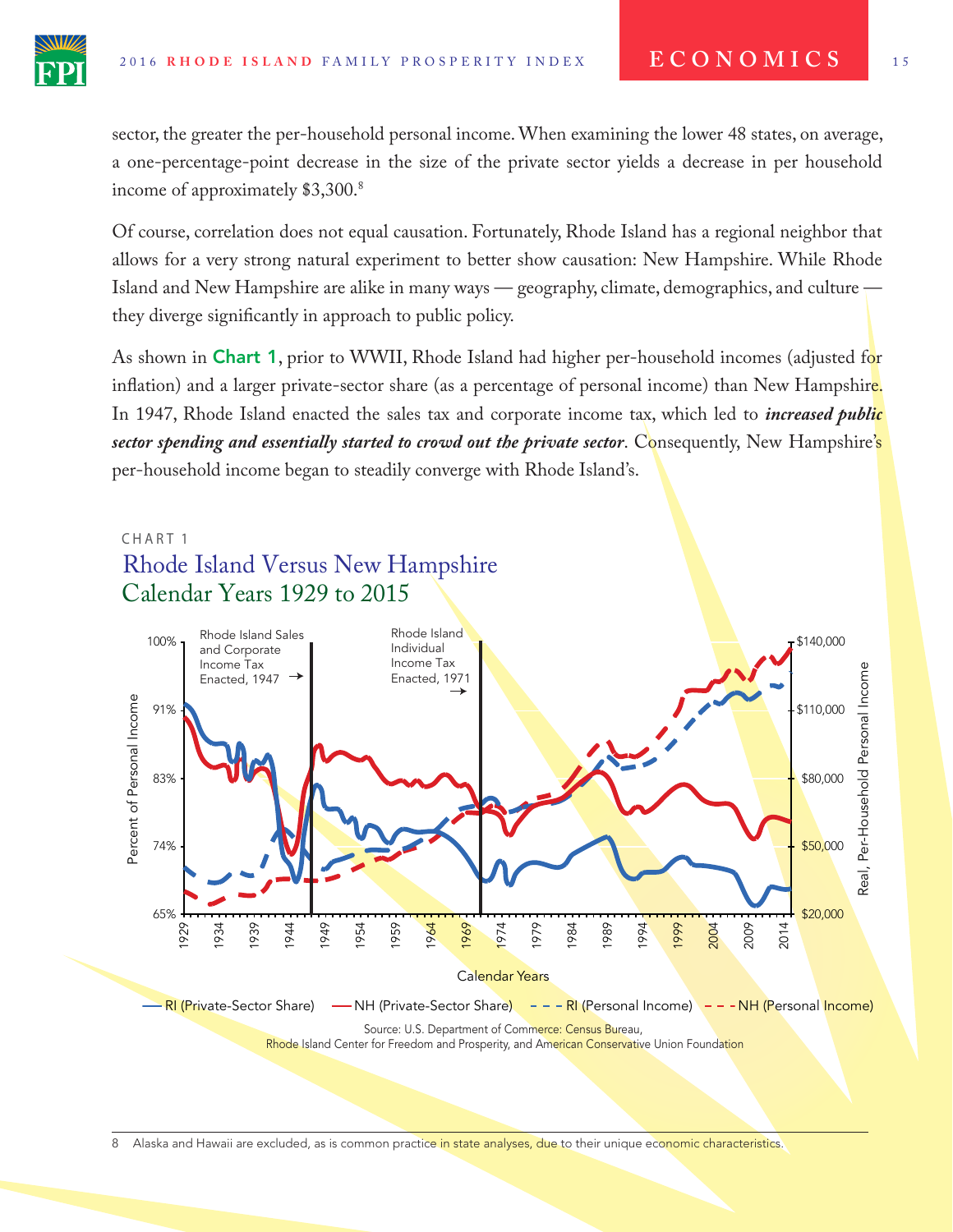sector, the greater the per-household personal income. When examining the lower 48 states, on average, a one-percentage-point decrease in the size of the private sector yields a decrease in per household income of approximately $3,300.[8]

Of course, correlation does not equal causation. Fortunately, Rhode Island has a regional neighbor that allows for a very strong natural experiment to better show causation: New Hampshire. While Rhode Island and New Hampshire are alike in many ways — geography, climate, demographics, and culture — they diverge significantly in approach to public policy.

As shown in **Chart 1**, prior to WWII, Rhode Island had higher per-household incomes (adjusted for inflation) and a larger private-sector share (as a percentage of personal income) than New Hampshire. In 1947, Rhode Island enacted the sales tax and corporate income tax, which led to ***increased public sector spending and essentially started to crowd out the private sector***. Consequently, New Hampshire's per-household income began to steadily converge with Rhode Island's.

CHART 1

## Rhode Island Versus New Hampshire
## Calendar Years 1929 to 2015

Source: U.S. Department of Commerce: Census Bureau, Rhode Island Center for Freedom and Prosperity, and American Conservative Union Foundation

8 Alaska and Hawaii are excluded, as is common practice in state analyses, due to their unique economic characteristics.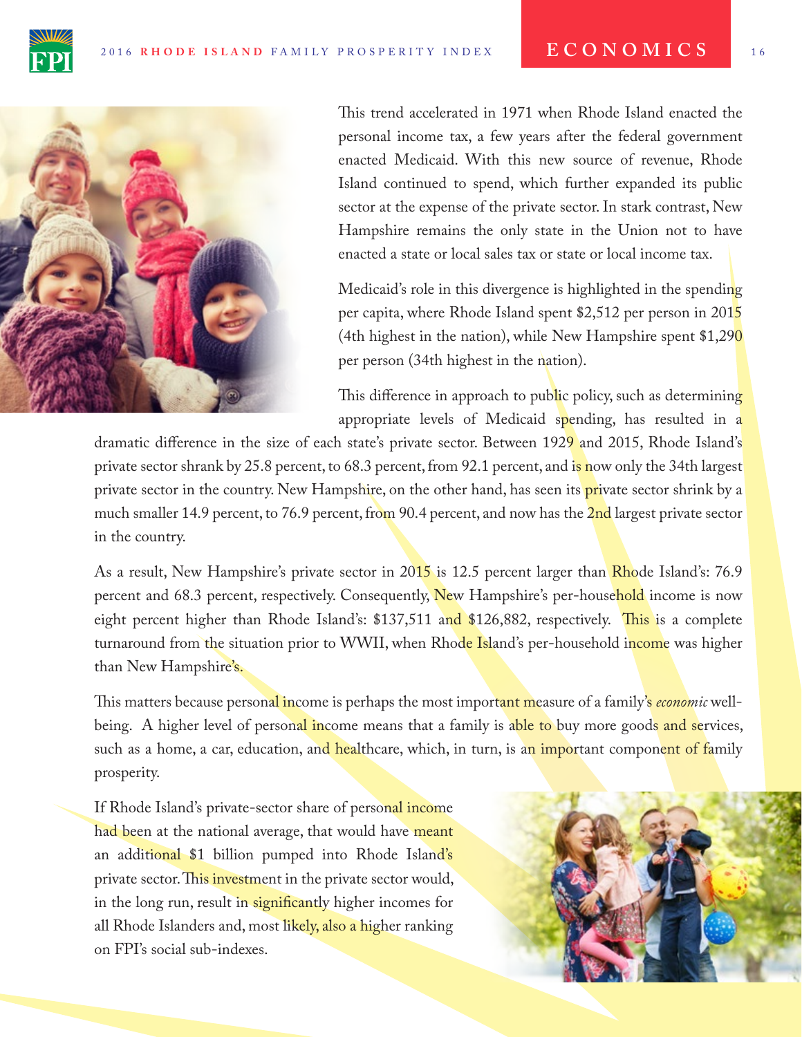This trend accelerated in 1971 when Rhode Island enacted the personal income tax, a few years after the federal government enacted Medicaid. With this new source of revenue, Rhode Island continued to spend, which further expanded its public sector at the expense of the private sector. In stark contrast, New Hampshire remains the only state in the Union not to have enacted a state or local sales tax or state or local income tax.

Medicaid's role in this divergence is highlighted in the spending per capita, where Rhode Island spent $2,512 per person in 2015 (4th highest in the nation), while New Hampshire spent $1,290 per person (34th highest in the nation).

This difference in approach to public policy, such as determining appropriate levels of Medicaid spending, has resulted in a dramatic difference in the size of each state's private sector. Between 1929 and 2015, Rhode Island's private sector shrank by 25.8 percent, to 68.3 percent, from 92.1 percent, and is now only the 34th largest private sector in the country. New Hampshire, on the other hand, has seen its private sector shrink by a much smaller 14.9 percent, to 76.9 percent, from 90.4 percent, and now has the 2nd largest private sector in the country.

As a result, New Hampshire's private sector in 2015 is 12.5 percent larger than Rhode Island's: 76.9 percent and 68.3 percent, respectively. Consequently, New Hampshire's per-household income is now eight percent higher than Rhode Island's: $137,511 and $126,882, respectively. This is a complete turnaround from the situation prior to WWII, when Rhode Island's per-household income was higher than New Hampshire's.

This matters because personal income is perhaps the most important measure of a family's *economic* well-being. A higher level of personal income means that a family is able to buy more goods and services, such as a home, a car, education, and healthcare, which, in turn, is an important component of family prosperity.

If Rhode Island's private-sector share of personal income had been at the national average, that would have meant an additional $1 billion pumped into Rhode Island's private sector. This investment in the private sector would, in the long run, result in significantly higher incomes for all Rhode Islanders and, most likely, also a higher ranking on FPI's social sub-indexes.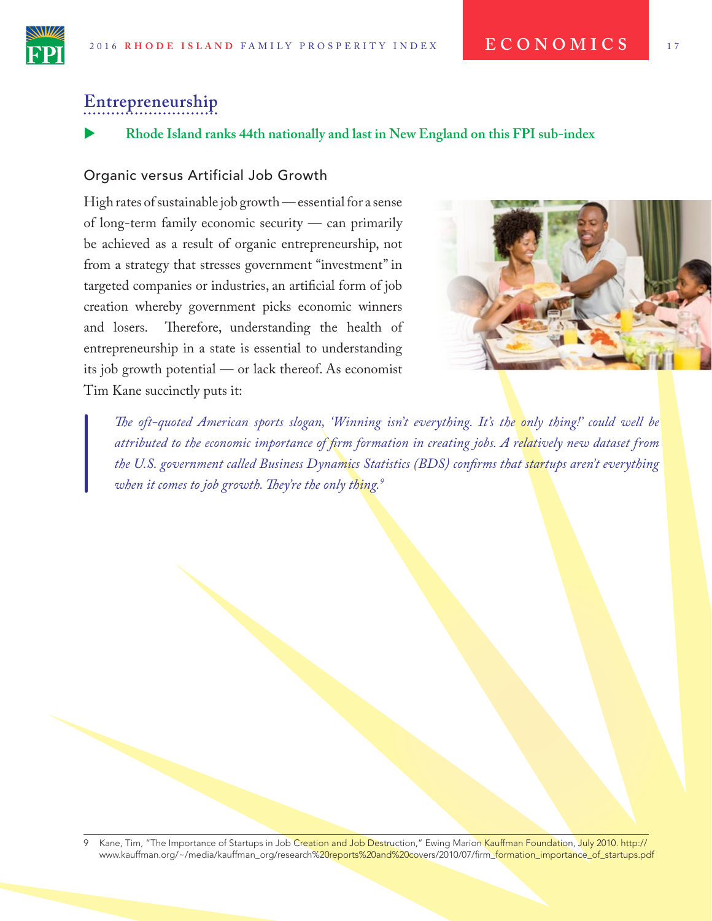## Entrepreneurship

▶ **Rhode Island ranks 44th nationally and last in New England on this FPI sub-index**

### Organic versus Artificial Job Growth

High rates of sustainable job growth — essential for a sense of long-term family economic security — can primarily be achieved as a result of organic entrepreneurship, not from a strategy that stresses government "investment" in targeted companies or industries, an artificial form of job creation whereby government picks economic winners and losers. Therefore, understanding the health of entrepreneurship in a state is essential to understanding its job growth potential — or lack thereof. As economist Tim Kane succinctly puts it:

> *The oft-quoted American sports slogan, 'Winning isn't everything. It's the only thing!' could well be attributed to the economic importance of firm formation in creating jobs. A relatively new dataset from the U.S. government called Business Dynamics Statistics (BDS) confirms that startups aren't everything when it comes to job growth. They're the only thing.*[9]

9 Kane, Tim, "The Importance of Startups in Job Creation and Job Destruction," Ewing Marion Kauffman Foundation, July 2010. http://www.kauffman.org/~/media/kauffman_org/research%20reports%20and%20covers/2010/07/firm_formation_importance_of_startups.pdf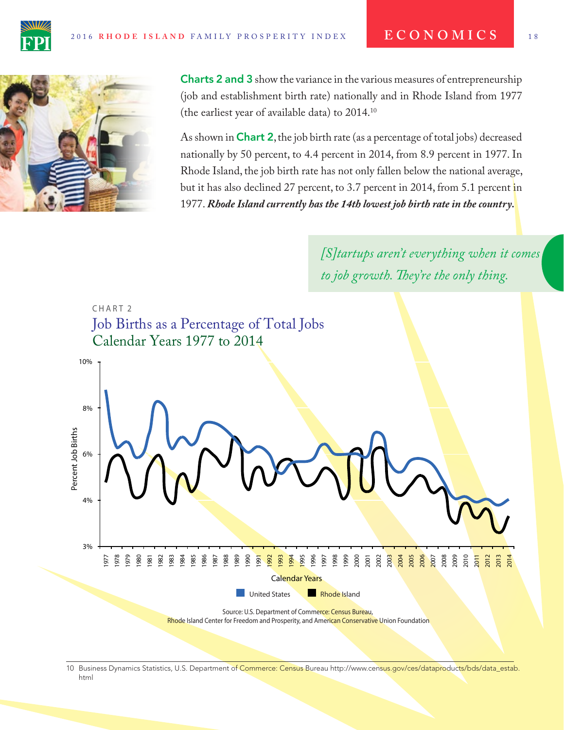**Charts 2 and 3** show the variance in the various measures of entrepreneurship (job and establishment birth rate) nationally and in Rhode Island from 1977 (the earliest year of available data) to 2014.[10]

As shown in **Chart 2**, the job birth rate (as a percentage of total jobs) decreased nationally by 50 percent, to 4.4 percent in 2014, from 8.9 percent in 1977. In Rhode Island, the job birth rate has not only fallen below the national average, but it has also declined 27 percent, to 3.7 percent in 2014, from 5.1 percent in 1977. ***Rhode Island currently has the 14th lowest job birth rate in the country.***

*[S]tartups aren't everything when it comes to job growth. They're the only thing.*

CHART 2

## Job Births as a Percentage of Total Jobs Calendar Years 1977 to 2014

Source: U.S. Department of Commerce: Census Bureau, Rhode Island Center for Freedom and Prosperity, and American Conservative Union Foundation

10 Business Dynamics Statistics, U.S. Department of Commerce: Census Bureau http://www.census.gov/ces/dataproducts/bds/data_estab.html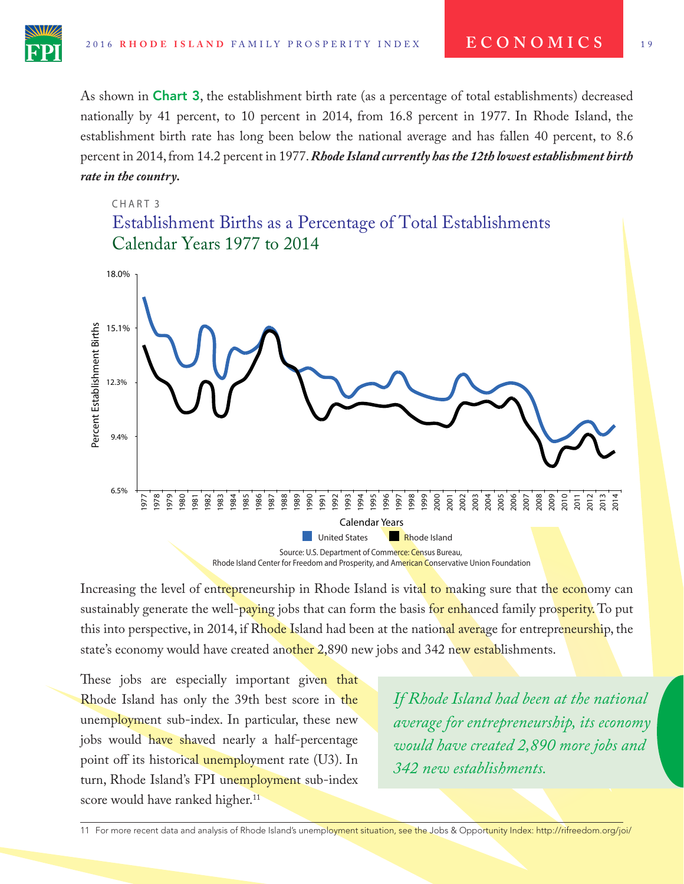As shown in **Chart 3**, the establishment birth rate (as a percentage of total establishments) decreased nationally by 41 percent, to 10 percent in 2014, from 16.8 percent in 1977. In Rhode Island, the establishment birth rate has long been below the national average and has fallen 40 percent, to 8.6 percent in 2014, from 14.2 percent in 1977. ***Rhode Island currently has the 12th lowest establishment birth rate in the country.***

CHART 3

Establishment Births as a Percentage of Total Establishments
Calendar Years 1977 to 2014

Percent Establishment Births

18.0%
15.1%
12.3%
9.4%
6.5%

1977 1978 1979 1980 1981 1982 1983 1984 1985 1986 1987 1988 1989 1990 1991 1992 1993 1994 1995 1996 1997 1998 1999 2000 2001 2002 2003 2004 2005 2006 2007 2008 2009 2010 2011 2012 2013 2014

Calendar Years

United States
Rhode Island

Source: U.S. Department of Commerce: Census Bureau,
Rhode Island Center for Freedom and Prosperity, and American Conservative Union Foundation

Increasing the level of entrepreneurship in Rhode Island is vital to making sure that the economy can sustainably generate the well-paying jobs that can form the basis for enhanced family prosperity. To put this into perspective, in 2014, if Rhode Island had been at the national average for entrepreneurship, the state's economy would have created another 2,890 new jobs and 342 new establishments.

These jobs are especially important given that Rhode Island has only the 39th best score in the unemployment sub-index. In particular, these new jobs would have shaved nearly a half-percentage point off its historical unemployment rate (U3). In turn, Rhode Island's FPI unemployment sub-index score would have ranked higher.[11]

*If Rhode Island had been at the national average for entrepreneurship, its economy would have created 2,890 more jobs and 342 new establishments.*

11 For more recent data and analysis of Rhode Island's unemployment situation, see the Jobs & Opportunity Index: http://rifreedom.org/joi/